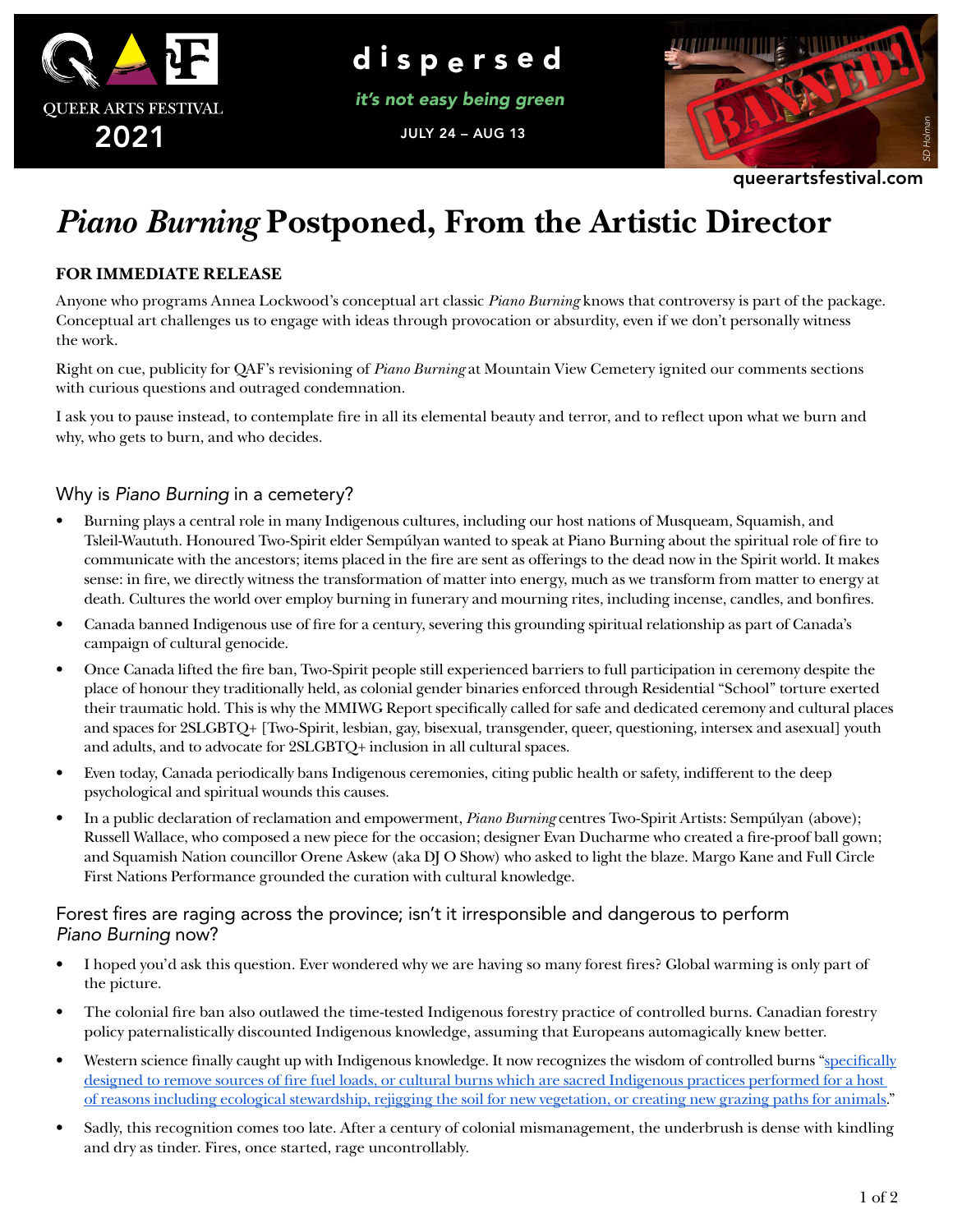QUEER ARTS FESTIVAL 2021

**dispersed**

*it's not easy being green*

JULY 24 – AUG 13

queerartsfestival.com

# *Piano Burning* Postponed, From the Artistic Director

**FOR IMMEDIATE RELEASE**

Anyone who programs Annea Lockwood's conceptual art classic *Piano Burning* knows that controversy is part of the package. Conceptual art challenges us to engage with ideas through provocation or absurdity, even if we don't personally witness the work.

Right on cue, publicity for QAF's revisioning of *Piano Burning* at Mountain View Cemetery ignited our comments sections with curious questions and outraged condemnation.

I ask you to pause instead, to contemplate fire in all its elemental beauty and terror, and to reflect upon what we burn and why, who gets to burn, and who decides.

## Why is *Piano Burning* in a cemetery?

- Burning plays a central role in many Indigenous cultures, including our host nations of Musqueam, Squamish, and Tsleil-Waututh. Honoured Two-Spirit elder Sempúlyan wanted to speak at Piano Burning about the spiritual role of fire to communicate with the ancestors; items placed in the fire are sent as offerings to the dead now in the Spirit world. It makes sense: in fire, we directly witness the transformation of matter into energy, much as we transform from matter to energy at death. Cultures the world over employ burning in funerary and mourning rites, including incense, candles, and bonfires.
- Canada banned Indigenous use of fire for a century, severing this grounding spiritual relationship as part of Canada's campaign of cultural genocide.
- Once Canada lifted the fire ban, Two-Spirit people still experienced barriers to full participation in ceremony despite the place of honour they traditionally held, as colonial gender binaries enforced through Residential "School" torture exerted their traumatic hold. This is why the MMIWG Report specifically called for safe and dedicated ceremony and cultural places and spaces for 2SLGBTQ+ [Two-Spirit, lesbian, gay, bisexual, transgender, queer, questioning, intersex and asexual] youth and adults, and to advocate for 2SLGBTQ+ inclusion in all cultural spaces.
- Even today, Canada periodically bans Indigenous ceremonies, citing public health or safety, indifferent to the deep psychological and spiritual wounds this causes.
- In a public declaration of reclamation and empowerment, *Piano Burning* centres Two-Spirit Artists: Sempúlyan (above); Russell Wallace, who composed a new piece for the occasion; designer Evan Ducharme who created a fire-proof ball gown; and Squamish Nation councillor Orene Askew (aka DJ O Show) who asked to light the blaze. Margo Kane and Full Circle First Nations Performance grounded the curation with cultural knowledge.

## Forest fires are raging across the province; isn't it irresponsible and dangerous to perform *Piano Burning* now?

- I hoped you'd ask this question. Ever wondered why we are having so many forest fires? Global warming is only part of the picture.
- The colonial fire ban also outlawed the time-tested Indigenous forestry practice of controlled burns. Canadian forestry policy paternalistically discounted Indigenous knowledge, assuming that Europeans automagically knew better.
- Western science finally caught up with Indigenous knowledge. It now recognizes the wisdom of controlled burns "specifically designed to remove sources of fire fuel loads, or cultural burns which are sacred Indigenous practices performed for a host of reasons including ecological stewardship, rejigging the soil for new vegetation, or creating new grazing paths for animals."
- Sadly, this recognition comes too late. After a century of colonial mismanagement, the underbrush is dense with kindling and dry as tinder. Fires, once started, rage uncontrollably.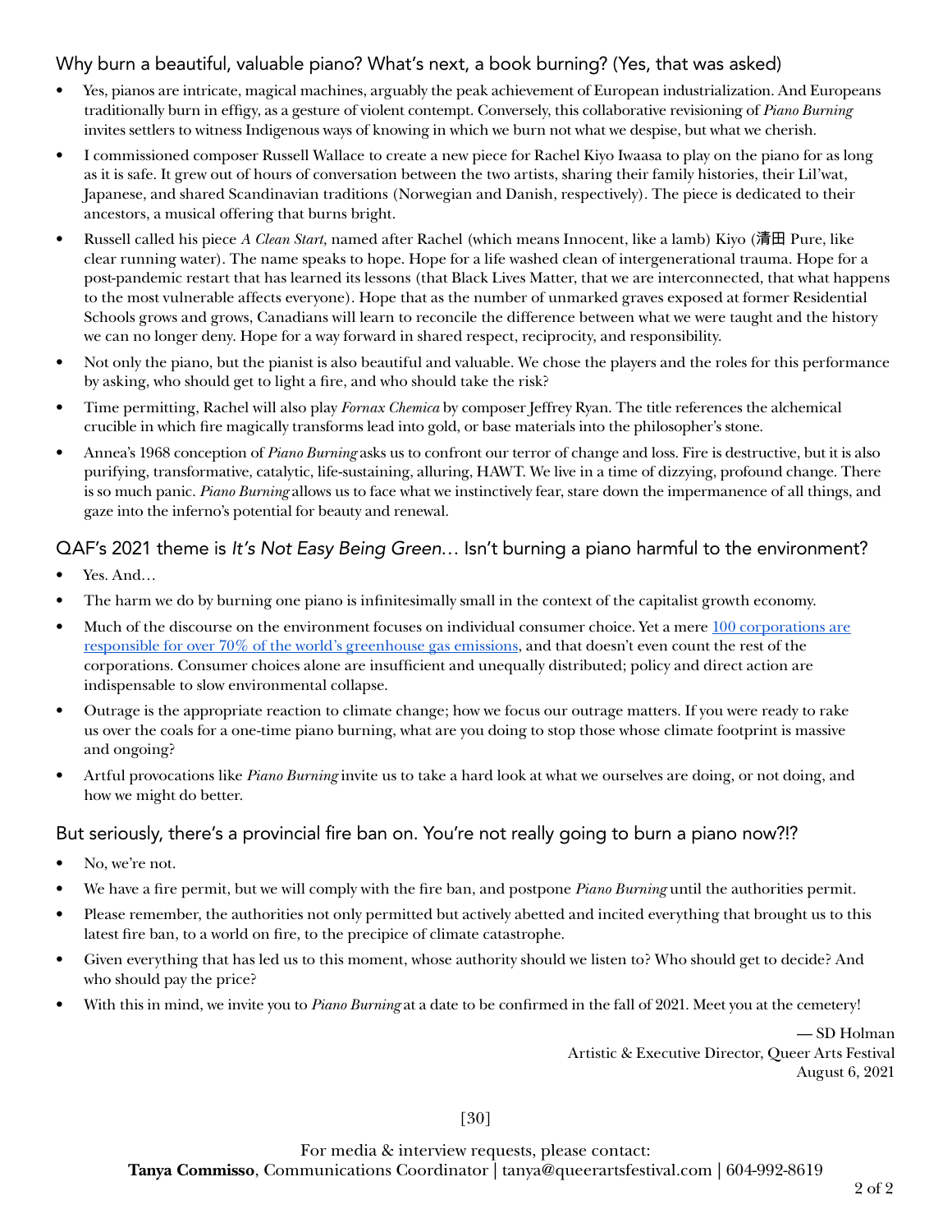## Why burn a beautiful, valuable piano? What's next, a book burning? (Yes, that was asked)

- Yes, pianos are intricate, magical machines, arguably the peak achievement of European industrialization. And Europeans traditionally burn in effigy, as a gesture of violent contempt. Conversely, this collaborative revisioning of *Piano Burning* invites settlers to witness Indigenous ways of knowing in which we burn not what we despise, but what we cherish.
- I commissioned composer Russell Wallace to create a new piece for Rachel Kiyo Iwaasa to play on the piano for as long as it is safe. It grew out of hours of conversation between the two artists, sharing their family histories, their Lil'wat, Japanese, and shared Scandinavian traditions (Norwegian and Danish, respectively). The piece is dedicated to their ancestors, a musical offering that burns bright.
- Russell called his piece *A Clean Start,* named after Rachel (which means Innocent, like a lamb) Kiyo (清田 Pure, like clear running water). The name speaks to hope. Hope for a life washed clean of intergenerational trauma. Hope for a post-pandemic restart that has learned its lessons (that Black Lives Matter, that we are interconnected, that what happens to the most vulnerable affects everyone). Hope that as the number of unmarked graves exposed at former Residential Schools grows and grows, Canadians will learn to reconcile the difference between what we were taught and the history we can no longer deny. Hope for a way forward in shared respect, reciprocity, and responsibility.
- Not only the piano, but the pianist is also beautiful and valuable. We chose the players and the roles for this performance by asking, who should get to light a fire, and who should take the risk?
- Time permitting, Rachel will also play *Fornax Chemica* by composer Jeffrey Ryan. The title references the alchemical crucible in which fire magically transforms lead into gold, or base materials into the philosopher's stone.
- Annea's 1968 conception of *Piano Burning* asks us to confront our terror of change and loss. Fire is destructive, but it is also purifying, transformative, catalytic, life-sustaining, alluring, HAWT. We live in a time of dizzying, profound change. There is so much panic. *Piano Burning* allows us to face what we instinctively fear, stare down the impermanence of all things, and gaze into the inferno's potential for beauty and renewal.

## QAF's 2021 theme is *It's Not Easy Being Green…* Isn't burning a piano harmful to the environment?

- Yes. And…
- The harm we do by burning one piano is infinitesimally small in the context of the capitalist growth economy.
- Much of the discourse on the environment focuses on individual consumer choice. Yet a mere 100 corporations are responsible for over 70% of the world's greenhouse gas emissions, and that doesn't even count the rest of the corporations. Consumer choices alone are insufficient and unequally distributed; policy and direct action are indispensable to slow environmental collapse.
- Outrage is the appropriate reaction to climate change; how we focus our outrage matters. If you were ready to rake us over the coals for a one-time piano burning, what are you doing to stop those whose climate footprint is massive and ongoing?
- Artful provocations like *Piano Burning* invite us to take a hard look at what we ourselves are doing, or not doing, and how we might do better.

## But seriously, there's a provincial fire ban on. You're not really going to burn a piano now?!?

- No, we're not.
- We have a fire permit, but we will comply with the fire ban, and postpone *Piano Burning* until the authorities permit.
- Please remember, the authorities not only permitted but actively abetted and incited everything that brought us to this latest fire ban, to a world on fire, to the precipice of climate catastrophe.
- Given everything that has led us to this moment, whose authority should we listen to? Who should get to decide? And who should pay the price?
- With this in mind, we invite you to *Piano Burning* at a date to be confirmed in the fall of 2021. Meet you at the cemetery!

— SD Holman
Artistic & Executive Director, Queer Arts Festival
August 6, 2021

[30]

For media & interview requests, please contact:
**Tanya Commisso**, Communications Coordinator | tanya@queerartsfestival.com | 604-992-8619